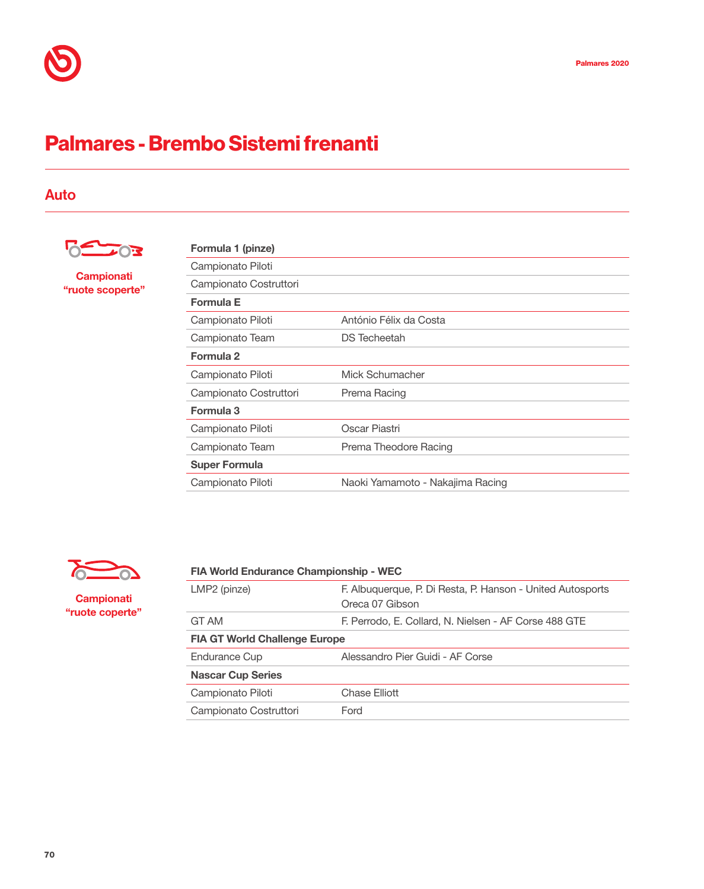# Palmares - Brembo Sistemi frenanti

## Auto

**Campionati "ruote scoperte"**

| **Formula 1 (pinze)** | |
|---|---|
| Campionato Piloti | |
| Campionato Costruttori | |
| **Formula E** | |
| Campionato Piloti | António Félix da Costa |
| Campionato Team | DS Techeetah |
| **Formula 2** | |
| Campionato Piloti | Mick Schumacher |
| Campionato Costruttori | Prema Racing |
| **Formula 3** | |
| Campionato Piloti | Oscar Piastri |
| Campionato Team | Prema Theodore Racing |
| **Super Formula** | |
| Campionato Piloti | Naoki Yamamoto - Nakajima Racing |

**Campionati "ruote coperte"**

| **FIA World Endurance Championship - WEC** | |
|---|---|
| LMP2 (pinze) | F. Albuquerque, P. Di Resta, P. Hanson - United Autosports Oreca 07 Gibson |
| GT AM | F. Perrodo, E. Collard, N. Nielsen - AF Corse 488 GTE |
| **FIA GT World Challenge Europe** | |
| Endurance Cup | Alessandro Pier Guidi - AF Corse |
| **Nascar Cup Series** | |
| Campionato Piloti | Chase Elliott |
| Campionato Costruttori | Ford |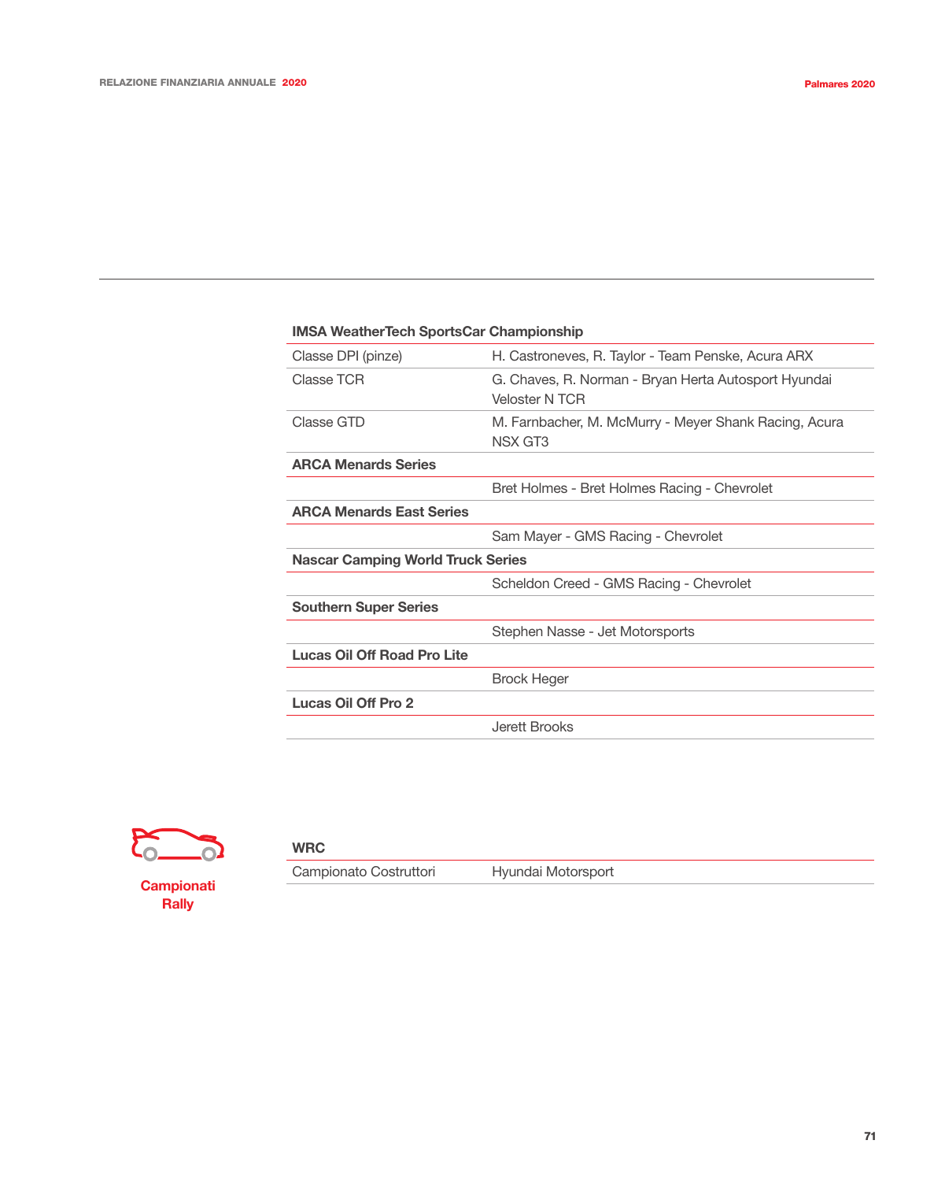| IMSA WeatherTech SportsCar Championship | |
|---|---|
| Classe DPI (pinze) | H. Castroneves, R. Taylor - Team Penske, Acura ARX |
| Classe TCR | G. Chaves, R. Norman - Bryan Herta Autosport Hyundai Veloster N TCR |
| Classe GTD | M. Farnbacher, M. McMurry - Meyer Shank Racing, Acura NSX GT3 |
| **ARCA Menards Series** | |
| | Bret Holmes - Bret Holmes Racing - Chevrolet |
| **ARCA Menards East Series** | |
| | Sam Mayer - GMS Racing - Chevrolet |
| **Nascar Camping World Truck Series** | |
| | Scheldon Creed - GMS Racing - Chevrolet |
| **Southern Super Series** | |
| | Stephen Nasse - Jet Motorsports |
| **Lucas Oil Off Road Pro Lite** | |
| | Brock Heger |
| **Lucas Oil Off Pro 2** | |
| | Jerett Brooks |

**Campionati Rally**

| WRC | |
|---|---|
| Campionato Costruttori | Hyundai Motorsport |